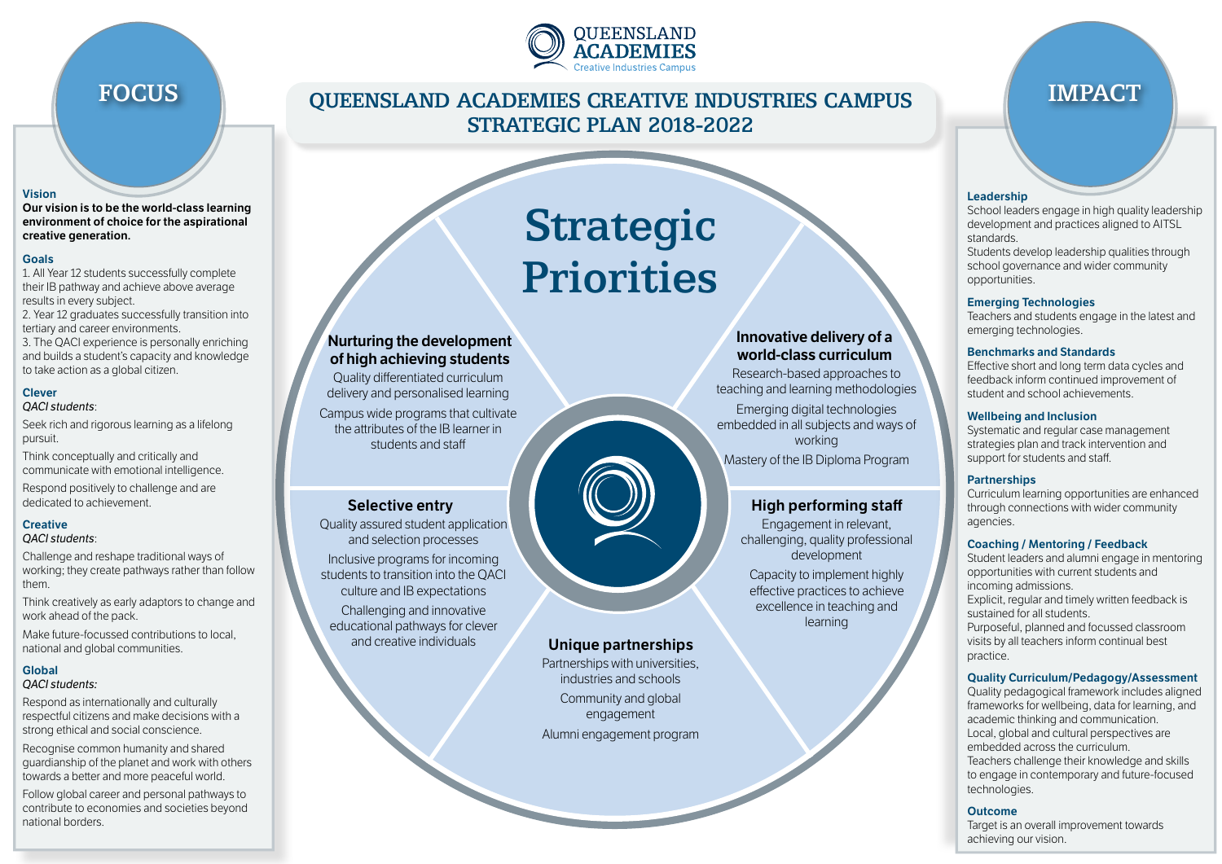# QUEENSLAND ACADEMIES CREATIVE INDUSTRIES CAMPUS STRATEGIC PLAN 2018-2022

## FOCUS

### Vision

**Our vision is to be the world-class learning environment of choice for the aspirational creative generation.**

### Goals

1. All Year 12 students successfully complete their IB pathway and achieve above average results in every subject.
2. Year 12 graduates successfully transition into tertiary and career environments.
3. The QACI experience is personally enriching and builds a student's capacity and knowledge to take action as a global citizen.

### Clever

*QACI students*:

Seek rich and rigorous learning as a lifelong pursuit.

Think conceptually and critically and communicate with emotional intelligence.

Respond positively to challenge and are dedicated to achievement.

### Creative

*QACI students*:

Challenge and reshape traditional ways of working; they create pathways rather than follow them.

Think creatively as early adaptors to change and work ahead of the pack.

Make future-focussed contributions to local, national and global communities.

### Global

*QACI students:*

Respond as internationally and culturally respectful citizens and make decisions with a strong ethical and social conscience.

Recognise common humanity and shared guardianship of the planet and work with others towards a better and more peaceful world.

Follow global career and personal pathways to contribute to economies and societies beyond national borders.

## Strategic Priorities

### Nurturing the development of high achieving students

Quality differentiated curriculum delivery and personalised learning

Campus wide programs that cultivate the attributes of the IB learner in students and staff

### Innovative delivery of a world-class curriculum

Research-based approaches to teaching and learning methodologies

Emerging digital technologies embedded in all subjects and ways of working

Mastery of the IB Diploma Program

### Selective entry

Quality assured student application and selection processes

Inclusive programs for incoming students to transition into the QACI culture and IB expectations

Challenging and innovative educational pathways for clever and creative individuals

### High performing staff

Engagement in relevant, challenging, quality professional development

Capacity to implement highly effective practices to achieve excellence in teaching and learning

### Unique partnerships

Partnerships with universities, industries and schools

Community and global engagement

Alumni engagement program

## IMPACT

### Leadership

School leaders engage in high quality leadership development and practices aligned to AITSL standards.

Students develop leadership qualities through school governance and wider community opportunities.

### Emerging Technologies

Teachers and students engage in the latest and emerging technologies.

### Benchmarks and Standards

Effective short and long term data cycles and feedback inform continued improvement of student and school achievements.

### Wellbeing and Inclusion

Systematic and regular case management strategies plan and track intervention and support for students and staff.

### Partnerships

Curriculum learning opportunities are enhanced through connections with wider community agencies.

### Coaching / Mentoring / Feedback

Student leaders and alumni engage in mentoring opportunities with current students and incoming admissions.

Explicit, regular and timely written feedback is sustained for all students.

Purposeful, planned and focussed classroom visits by all teachers inform continual best practice.

### Quality Curriculum/Pedagogy/Assessment

Quality pedagogical framework includes aligned frameworks for wellbeing, data for learning, and academic thinking and communication.

Local, global and cultural perspectives are embedded across the curriculum.

Teachers challenge their knowledge and skills to engage in contemporary and future-focused technologies.

### Outcome

Target is an overall improvement towards achieving our vision.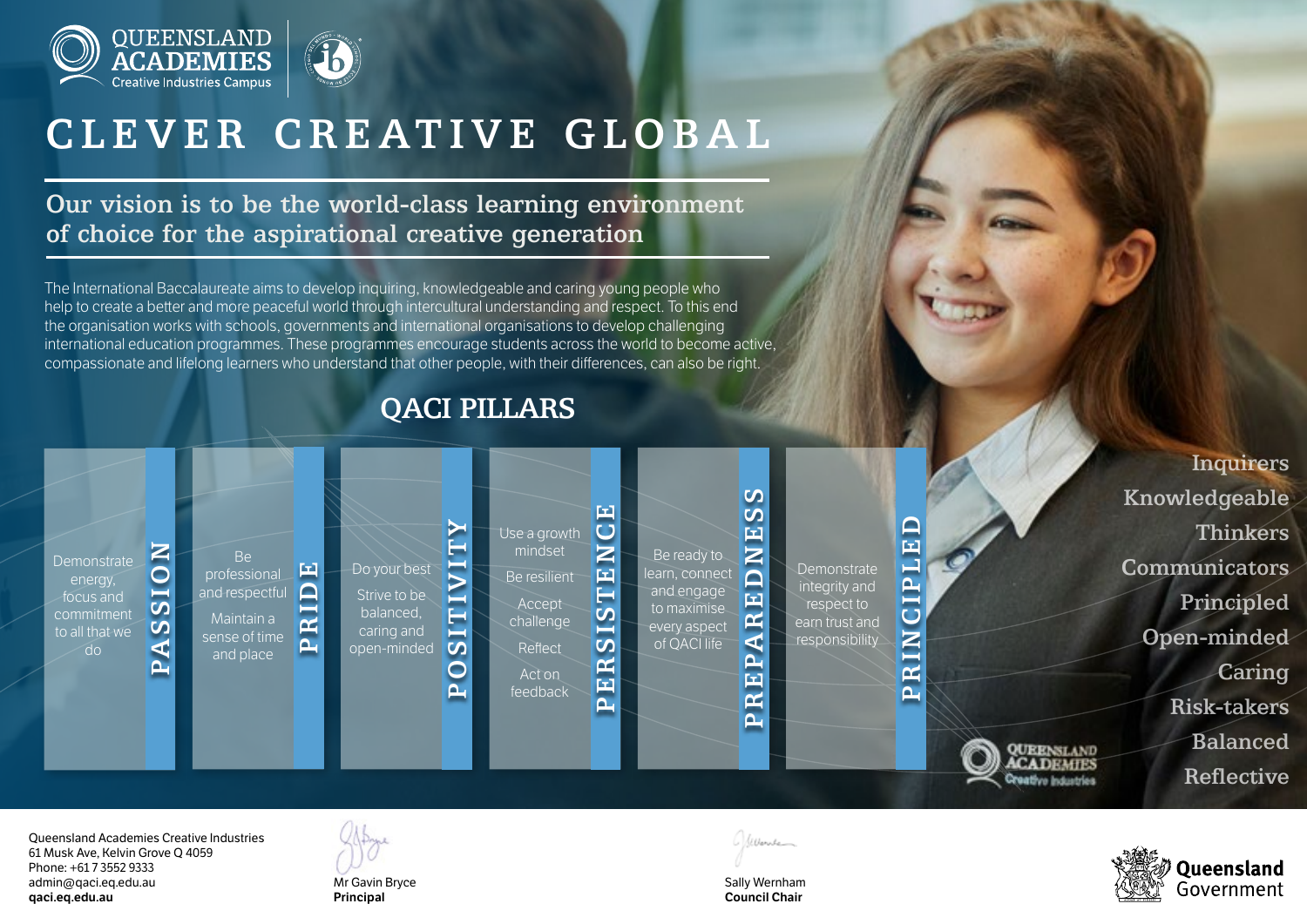QUEENSLAND ACADEMIES
Creative Industries Campus

# CLEVER CREATIVE GLOBAL

## Our vision is to be the world-class learning environment of choice for the aspirational creative generation

The International Baccalaureate aims to develop inquiring, knowledgeable and caring young people who help to create a better and more peaceful world through intercultural understanding and respect. To this end the organisation works with schools, governments and international organisations to develop challenging international education programmes. These programmes encourage students across the world to become active, compassionate and lifelong learners who understand that other people, with their differences, can also be right.

## QACI PILLARS

**PASSION**
Demonstrate energy, focus and commitment to all that we do

**PRIDE**
Be professional and respectful
Maintain a sense of time and place

**POSITIVITY**
Do your best
Strive to be balanced, caring and open-minded

**PERSISTENCE**
Use a growth mindset
Be resilient
Accept challenge
Reflect
Act on feedback

**PREPAREDNESS**
Be ready to learn, connect and engage to maximise every aspect of QACI life

**PRINCIPLED**
Demonstrate integrity and respect to earn trust and responsibility

Inquirers
Knowledgeable
Thinkers
Communicators
Principled
Open-minded
Caring
Risk-takers
Balanced
Reflective

Queensland Academies Creative Industries
61 Musk Ave, Kelvin Grove Q 4059
Phone: +61 7 3552 9333
admin@qaci.eq.edu.au
**qaci.eq.edu.au**

Mr Gavin Bryce
**Principal**

Sally Wernham
**Council Chair**

Queensland Government